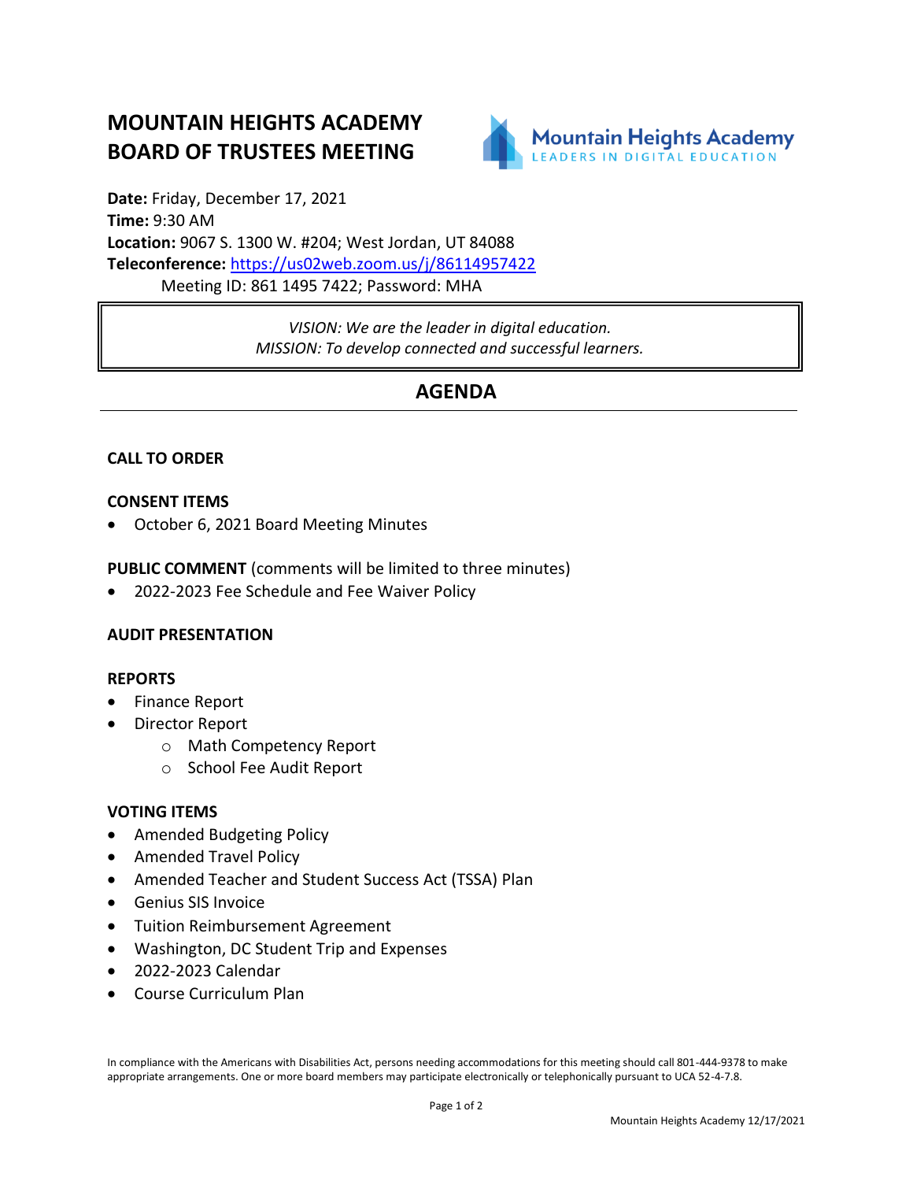# MOUNTAIN HEIGHTS ACADEMY BOARD OF TRUSTEES MEETING

Mountain Heights Academy
LEADERS IN DIGITAL EDUCATION

**Date:** Friday, December 17, 2021
**Time:** 9:30 AM
**Location:** 9067 S. 1300 W. #204; West Jordan, UT 84088
**Teleconference:** https://us02web.zoom.us/j/86114957422
Meeting ID: 861 1495 7422; Password: MHA

*VISION: We are the leader in digital education.*
*MISSION: To develop connected and successful learners.*

## AGENDA

**CALL TO ORDER**

**CONSENT ITEMS**

- October 6, 2021 Board Meeting Minutes

**PUBLIC COMMENT** (comments will be limited to three minutes)

- 2022-2023 Fee Schedule and Fee Waiver Policy

**AUDIT PRESENTATION**

**REPORTS**

- Finance Report
- Director Report
  - Math Competency Report
  - School Fee Audit Report

**VOTING ITEMS**

- Amended Budgeting Policy
- Amended Travel Policy
- Amended Teacher and Student Success Act (TSSA) Plan
- Genius SIS Invoice
- Tuition Reimbursement Agreement
- Washington, DC Student Trip and Expenses
- 2022-2023 Calendar
- Course Curriculum Plan

In compliance with the Americans with Disabilities Act, persons needing accommodations for this meeting should call 801-444-9378 to make appropriate arrangements. One or more board members may participate electronically or telephonically pursuant to UCA 52-4-7.8.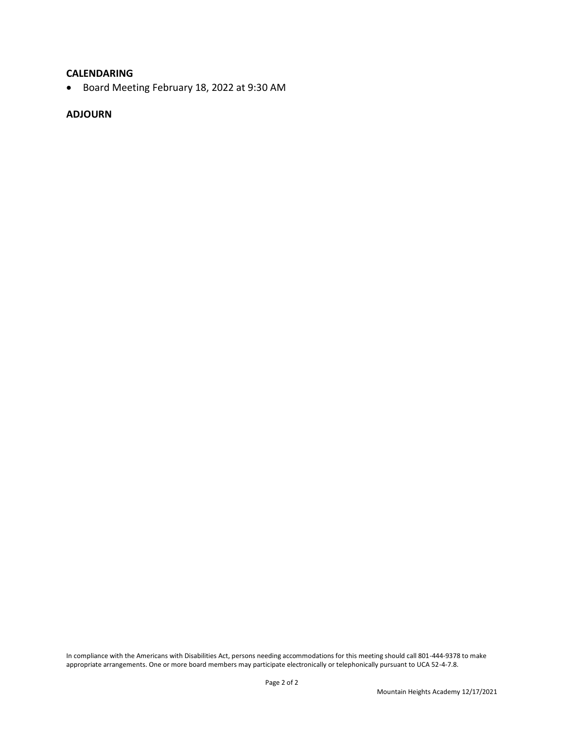## CALENDARING

- Board Meeting February 18, 2022 at 9:30 AM

## ADJOURN

In compliance with the Americans with Disabilities Act, persons needing accommodations for this meeting should call 801-444-9378 to make appropriate arrangements. One or more board members may participate electronically or telephonically pursuant to UCA 52-4-7.8.